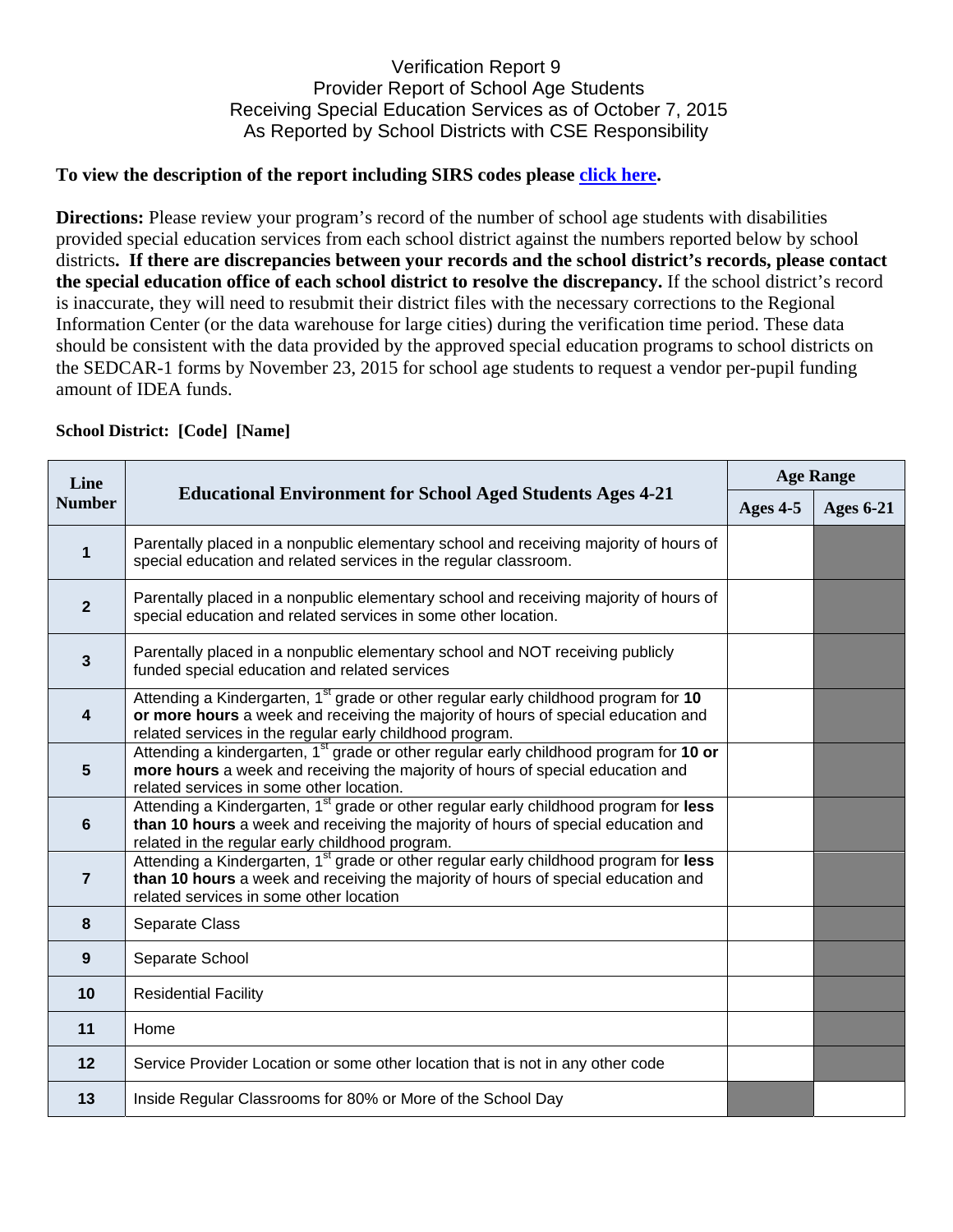# Verification Report 9
## Provider Report of School Age Students Receiving Special Education Services as of October 7, 2015 As Reported by School Districts with CSE Responsibility

**To view the description of the report including SIRS codes please click here.**

**Directions:** Please review your program's record of the number of school age students with disabilities provided special education services from each school district against the numbers reported below by school districts**. If there are discrepancies between your records and the school district's records, please contact the special education office of each school district to resolve the discrepancy.** If the school district's record is inaccurate, they will need to resubmit their district files with the necessary corrections to the Regional Information Center (or the data warehouse for large cities) during the verification time period. These data should be consistent with the data provided by the approved special education programs to school districts on the SEDCAR-1 forms by November 23, 2015 for school age students to request a vendor per-pupil funding amount of IDEA funds.

**School District: [Code] [Name]**

| Line Number | Educational Environment for School Aged Students Ages 4-21 | Age Range | |
|---|---|---|---|
| | | Ages 4-5 | Ages 6-21 |
| **1** | Parentally placed in a nonpublic elementary school and receiving majority of hours of special education and related services in the regular classroom. | | |
| **2** | Parentally placed in a nonpublic elementary school and receiving majority of hours of special education and related services in some other location. | | |
| **3** | Parentally placed in a nonpublic elementary school and NOT receiving publicly funded special education and related services | | |
| **4** | Attending a Kindergarten, 1st grade or other regular early childhood program for **10 or more hours** a week and receiving the majority of hours of special education and related services in the regular early childhood program. | | |
| **5** | Attending a kindergarten, 1st grade or other regular early childhood program for **10 or more hours** a week and receiving the majority of hours of special education and related services in some other location. | | |
| **6** | Attending a Kindergarten, 1st grade or other regular early childhood program for **less than 10 hours** a week and receiving the majority of hours of special education and related in the regular early childhood program. | | |
| **7** | Attending a Kindergarten, 1st grade or other regular early childhood program for **less than 10 hours** a week and receiving the majority of hours of special education and related services in some other location | | |
| **8** | Separate Class | | |
| **9** | Separate School | | |
| **10** | Residential Facility | | |
| **11** | Home | | |
| **12** | Service Provider Location or some other location that is not in any other code | | |
| **13** | Inside Regular Classrooms for 80% or More of the School Day | | |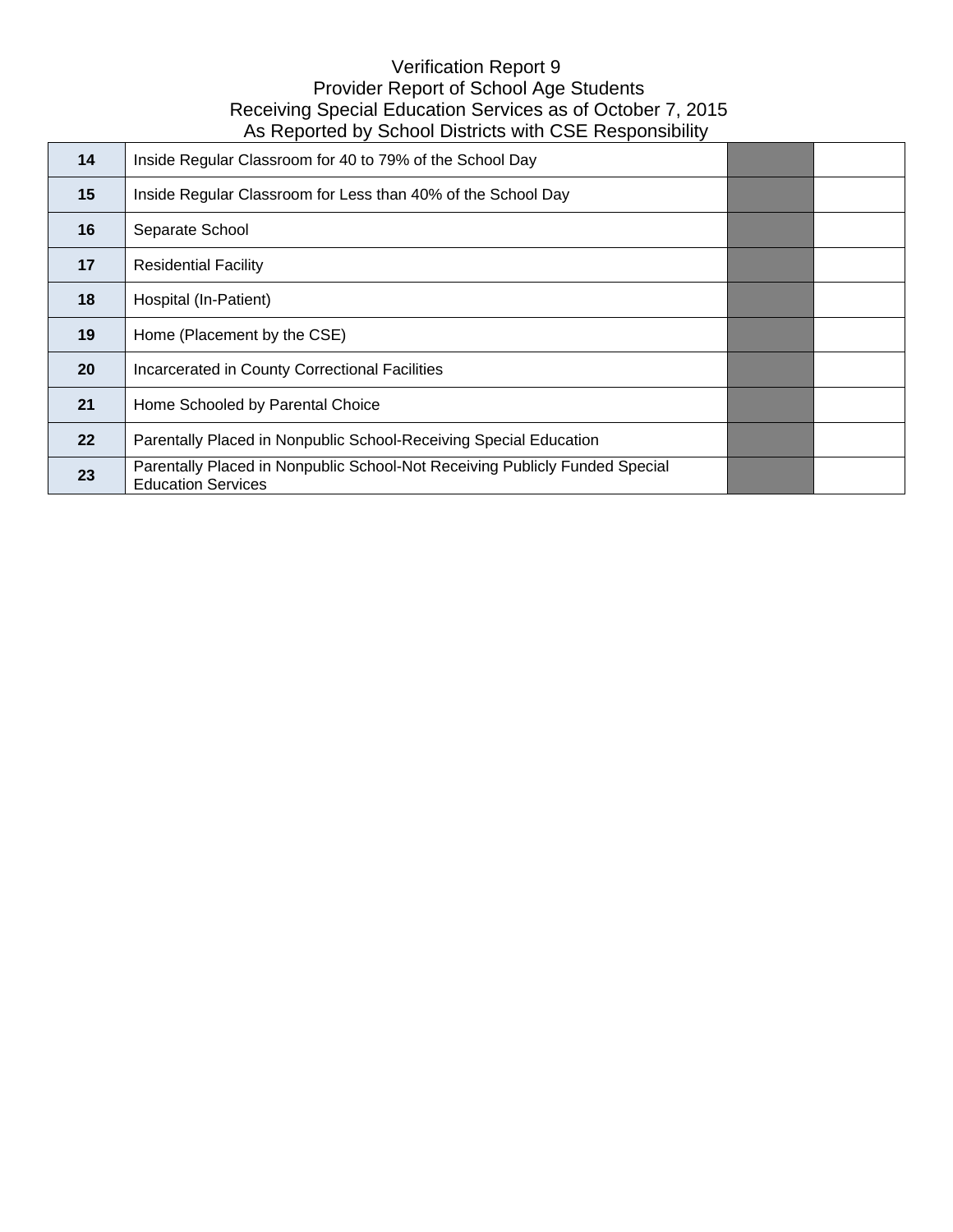Verification Report 9
Provider Report of School Age Students
Receiving Special Education Services as of October 7, 2015
As Reported by School Districts with CSE Responsibility

| | | | |
|---|---|---|---|
| **14** | Inside Regular Classroom for 40 to 79% of the School Day | | |
| **15** | Inside Regular Classroom for Less than 40% of the School Day | | |
| **16** | Separate School | | |
| **17** | Residential Facility | | |
| **18** | Hospital (In-Patient) | | |
| **19** | Home (Placement by the CSE) | | |
| **20** | Incarcerated in County Correctional Facilities | | |
| **21** | Home Schooled by Parental Choice | | |
| **22** | Parentally Placed in Nonpublic School-Receiving Special Education | | |
| **23** | Parentally Placed in Nonpublic School-Not Receiving Publicly Funded Special Education Services | | |